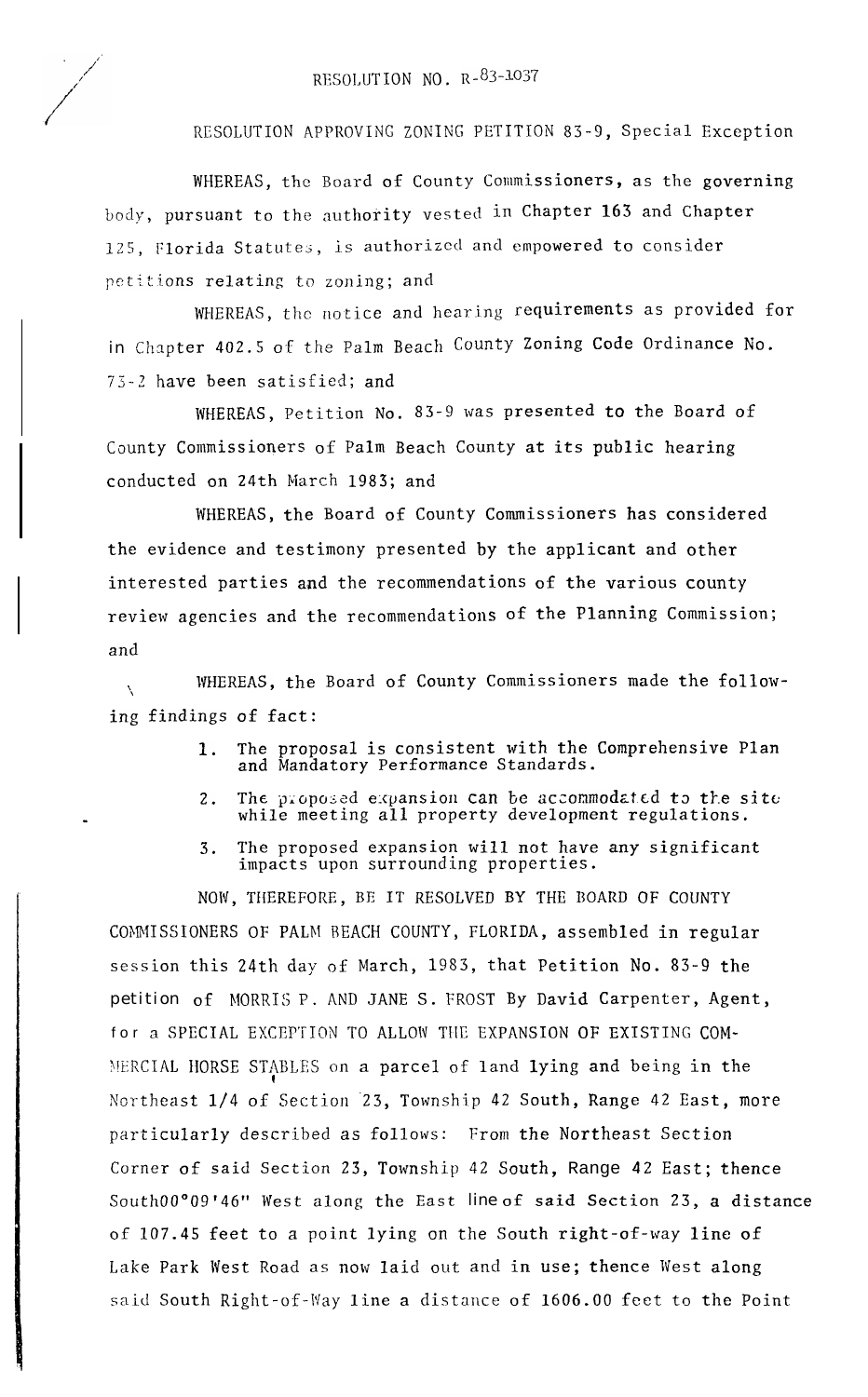RESOLUTION NO. R-83-1037

RESOLUTION APPROVING ZONING PETITION 83-9, Special Exception

WHEREAS, the Board of County Commissioners, as the governing body, pursuant to the authority vested in Chapter 163 and Chapter 125, Florida Statutes, is authorized and empowered to consider petitions relating to zoning; and

WHEREAS, the notice and hearing requirements as provided for in Chapter 402.5 of the Palm Beach County Zoning Code Ordinance No. 73-2 have been satisfied; and

WHEREAS, Petition No. 83-9 was presented to the Board of County Commissioners of Palm Beach County at its public hearing conducted on 24th March 1983; and

WHEREAS, the Board of County Commissioners has considered the evidence and testimony presented by the applicant and other interested parties and the recommendations of the various county review agencies and the recommendations of the Planning Commission; and

WHEREAS, the Board of County Commissioners made the following findings of fact:

1. The proposal is consistent with the Comprehensive Plan and Mandatory Performance Standards.
2. The proposed expansion can be accommodated to the site while meeting all property development regulations.
3. The proposed expansion will not have any significant impacts upon surrounding properties.

NOW, THEREFORE, BE IT RESOLVED BY THE BOARD OF COUNTY COMMISSIONERS OF PALM BEACH COUNTY, FLORIDA, assembled in regular session this 24th day of March, 1983, that Petition No. 83-9 the petition of MORRIS P. AND JANE S. FROST By David Carpenter, Agent, for a SPECIAL EXCEPTION TO ALLOW THE EXPANSION OF EXISTING COMMERCIAL HORSE STABLES on a parcel of land lying and being in the Northeast 1/4 of Section 23, Township 42 South, Range 42 East, more particularly described as follows: From the Northeast Section Corner of said Section 23, Township 42 South, Range 42 East; thence South00°09'46" West along the East line of said Section 23, a distance of 107.45 feet to a point lying on the South right-of-way line of Lake Park West Road as now laid out and in use; thence West along said South Right-of-Way line a distance of 1606.00 feet to the Point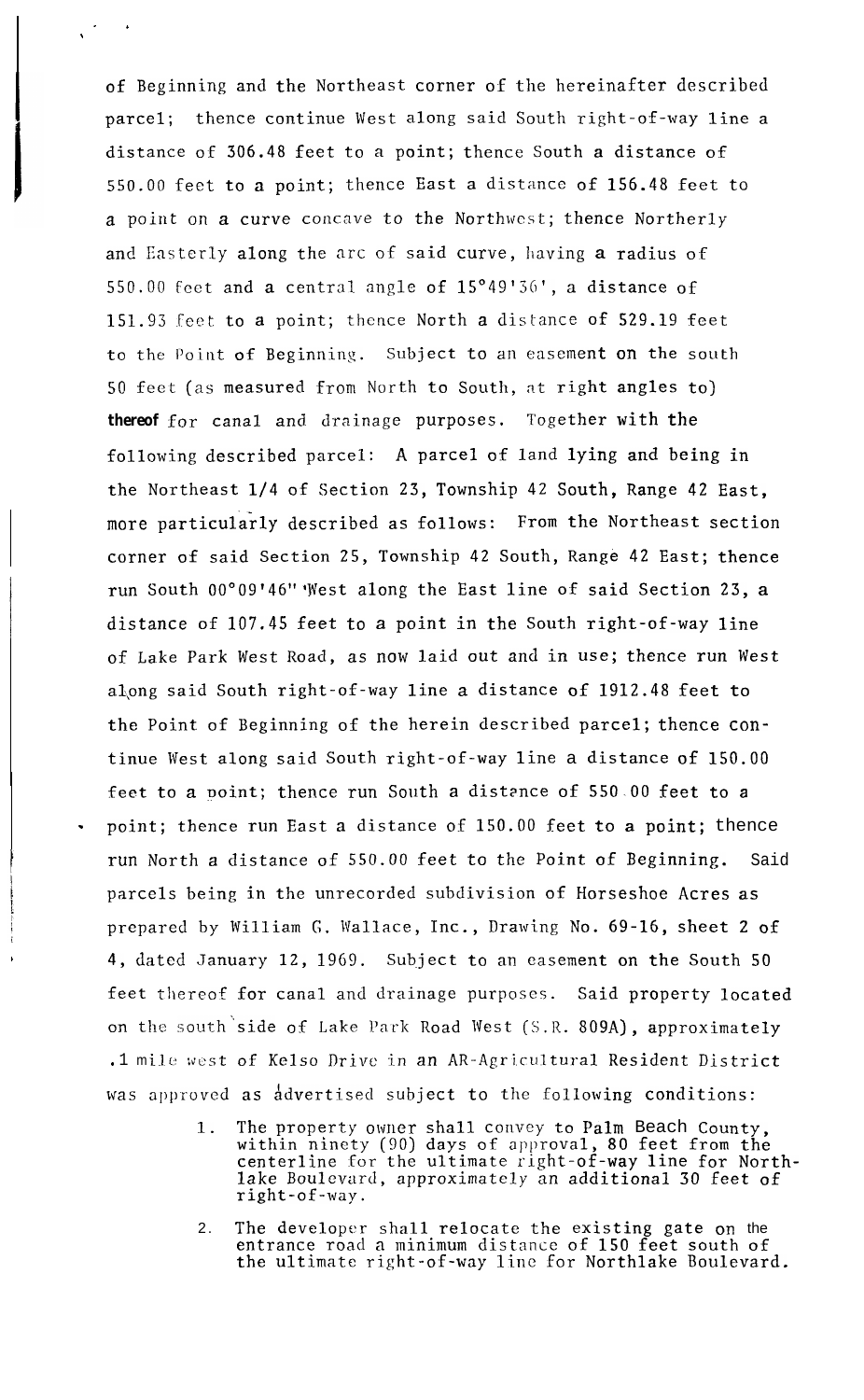of Beginning and the Northeast corner of the hereinafter described parcel; thence continue West along said South right-of-way line a distance of 306.48 feet to a point; thence South a distance of 550.00 feet to a point; thence East a distance of 156.48 feet to a point on a curve concave to the Northwest; thence Northerly and Easterly along the arc of said curve, having a radius of 550.00 feet and a central angle of 15°49'36', a distance of 151.93 feet to a point; thence North a distance of 529.19 feet to the Point of Beginning. Subject to an easement on the south 50 feet (as measured from North to South, at right angles to) **thereof** for canal and drainage purposes. Together with the following described parcel: A parcel of land lying and being in the Northeast 1/4 of Section 23, Township 42 South, Range 42 East, more particularly described as follows: From the Northeast section corner of said Section 25, Township 42 South, Range 42 East; thence run South 00°09'46" West along the East line of said Section 23, a distance of 107.45 feet to a point in the South right-of-way line of Lake Park West Road, as now laid out and in use; thence run West along said South right-of-way line a distance of 1912.48 feet to the Point of Beginning of the herein described parcel; thence continue West along said South right-of-way line a distance of 150.00 feet to a point; thence run South a distance of 550.00 feet to a point; thence run East a distance of 150.00 feet to a point; thence run North a distance of 550.00 feet to the Point of Beginning. Said parcels being in the unrecorded subdivision of Horseshoe Acres as prepared by William G. Wallace, Inc., Drawing No. 69-16, sheet 2 of 4, dated January 12, 1969. Subject to an easement on the South 50 feet thereof for canal and drainage purposes. Said property located on the south side of Lake Park Road West (S.R. 809A), approximately .1 mile west of Kelso Drive in an AR-Agricultural Resident District was approved as advertised subject to the following conditions:

1. The property owner shall convey to Palm Beach County, within ninety (90) days of approval, 80 feet from the centerline for the ultimate right-of-way line for Northlake Boulevard, approximately an additional 30 feet of right-of-way.

2. The developer shall relocate the existing gate on the entrance road a minimum distance of 150 feet south of the ultimate right-of-way line for Northlake Boulevard.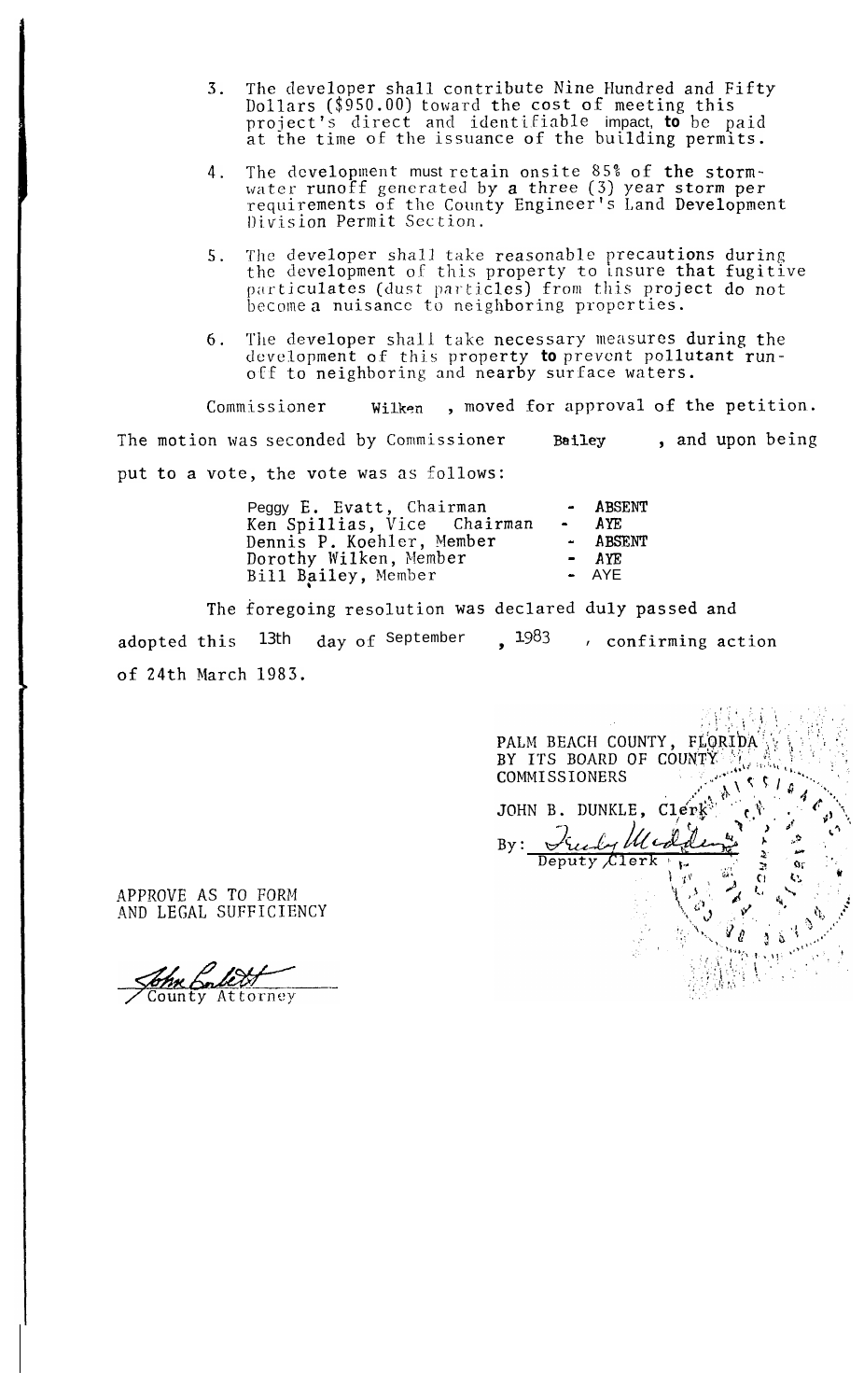3. The developer shall contribute Nine Hundred and Fifty Dollars ($950.00) toward the cost of meeting this project's direct and identifiable impact, to be paid at the time of the issuance of the building permits.

4. The development must retain onsite 85% of the stormwater runoff generated by a three (3) year storm per requirements of the County Engineer's Land Development Division Permit Section.

5. The developer shall take reasonable precautions during the development of this property to insure that fugitive particulates (dust particles) from this project do not become a nuisance to neighboring properties.

6. The developer shall take necessary measures during the development of this property to prevent pollutant runoff to neighboring and nearby surface waters.

Commissioner Wilken, moved for approval of the petition. The motion was seconded by Commissioner Bailey, and upon being put to a vote, the vote was as follows:

| | |
|---|---|
| Peggy E. Evatt, Chairman | - ABSENT |
| Ken Spillias, Vice Chairman | - AYE |
| Dennis P. Koehler, Member | - ABSENT |
| Dorothy Wilken, Member | - AYE |
| Bill Bailey, Member | - AYE |

The foregoing resolution was declared duly passed and adopted this 13th day of September, 1983, confirming action of 24th March 1983.

PALM BEACH COUNTY, FLORIDA
BY ITS BOARD OF COUNTY
COMMISSIONERS

JOHN B. DUNKLE, Clerk

By: Deputy Clerk

APPROVE AS TO FORM
AND LEGAL SUFFICIENCY

County Attorney